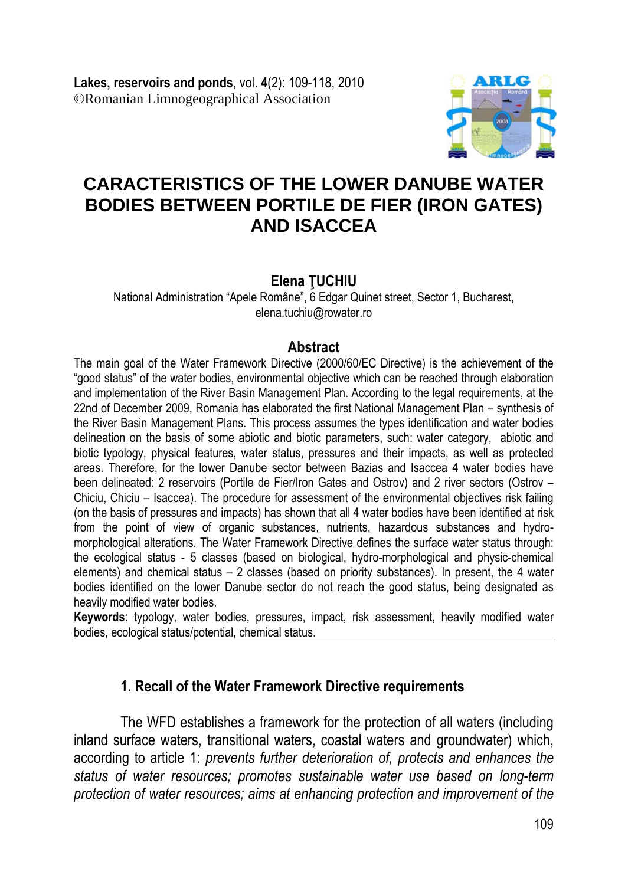# CARACTERISTICS OF THE LOWER DANUBE WATER BODIES BETWEEN PORTILE DE FIER (IRON GATES) AND ISACCEA

**Elena ŢUCHIU**

National Administration "Apele Române", 6 Edgar Quinet street, Sector 1, Bucharest, elena.tuchiu@rowater.ro

## Abstract

The main goal of the Water Framework Directive (2000/60/EC Directive) is the achievement of the "good status" of the water bodies, environmental objective which can be reached through elaboration and implementation of the River Basin Management Plan. According to the legal requirements, at the 22nd of December 2009, Romania has elaborated the first National Management Plan – synthesis of the River Basin Management Plans. This process assumes the types identification and water bodies delineation on the basis of some abiotic and biotic parameters, such: water category, abiotic and biotic typology, physical features, water status, pressures and their impacts, as well as protected areas. Therefore, for the lower Danube sector between Bazias and Isaccea 4 water bodies have been delineated: 2 reservoirs (Portile de Fier/Iron Gates and Ostrov) and 2 river sectors (Ostrov – Chiciu, Chiciu – Isaccea). The procedure for assessment of the environmental objectives risk failing (on the basis of pressures and impacts) has shown that all 4 water bodies have been identified at risk from the point of view of organic substances, nutrients, hazardous substances and hydro-morphological alterations. The Water Framework Directive defines the surface water status through: the ecological status - 5 classes (based on biological, hydro-morphological and physic-chemical elements) and chemical status – 2 classes (based on priority substances). In present, the 4 water bodies identified on the lower Danube sector do not reach the good status, being designated as heavily modified water bodies.

**Keywords**: typology, water bodies, pressures, impact, risk assessment, heavily modified water bodies, ecological status/potential, chemical status.

## 1. Recall of the Water Framework Directive requirements

The WFD establishes a framework for the protection of all waters (including inland surface waters, transitional waters, coastal waters and groundwater) which, according to article 1: *prevents further deterioration of, protects and enhances the status of water resources; promotes sustainable water use based on long-term protection of water resources; aims at enhancing protection and improvement of the*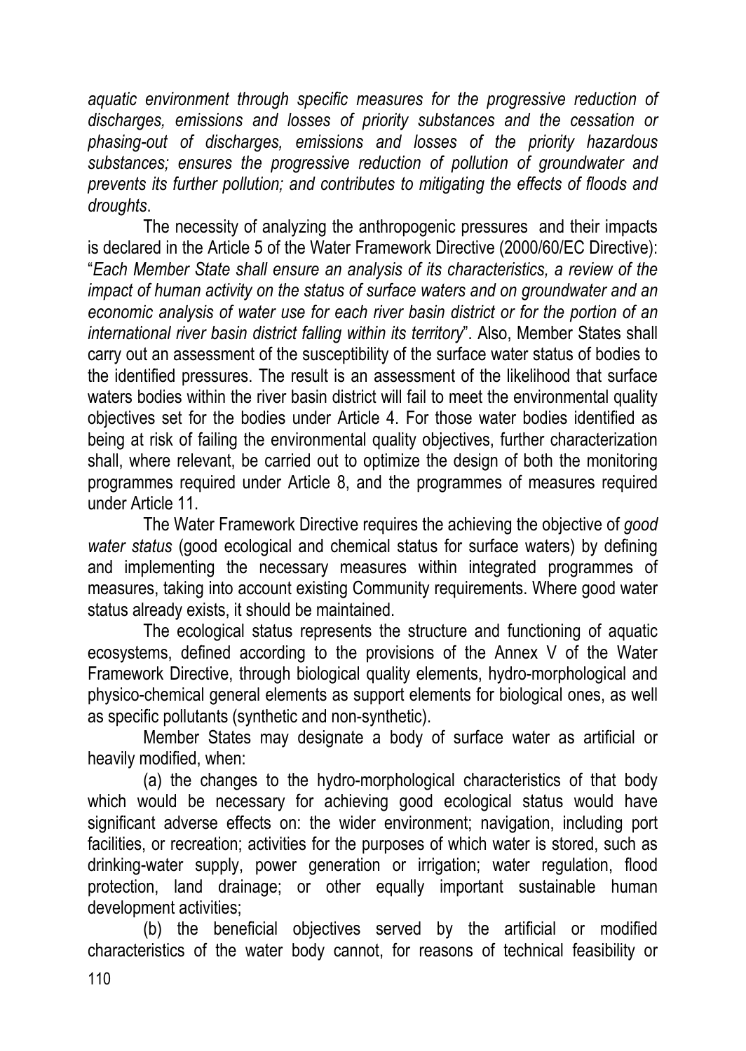*aquatic environment through specific measures for the progressive reduction of discharges, emissions and losses of priority substances and the cessation or phasing-out of discharges, emissions and losses of the priority hazardous substances; ensures the progressive reduction of pollution of groundwater and prevents its further pollution; and contributes to mitigating the effects of floods and droughts*.

The necessity of analyzing the anthropogenic pressures and their impacts is declared in the Article 5 of the Water Framework Directive (2000/60/EC Directive): "*Each Member State shall ensure an analysis of its characteristics, a review of the impact of human activity on the status of surface waters and on groundwater and an economic analysis of water use for each river basin district or for the portion of an international river basin district falling within its territory*". Also, Member States shall carry out an assessment of the susceptibility of the surface water status of bodies to the identified pressures. The result is an assessment of the likelihood that surface waters bodies within the river basin district will fail to meet the environmental quality objectives set for the bodies under Article 4. For those water bodies identified as being at risk of failing the environmental quality objectives, further characterization shall, where relevant, be carried out to optimize the design of both the monitoring programmes required under Article 8, and the programmes of measures required under Article 11.

The Water Framework Directive requires the achieving the objective of *good water status* (good ecological and chemical status for surface waters) by defining and implementing the necessary measures within integrated programmes of measures, taking into account existing Community requirements. Where good water status already exists, it should be maintained.

The ecological status represents the structure and functioning of aquatic ecosystems, defined according to the provisions of the Annex V of the Water Framework Directive, through biological quality elements, hydro-morphological and physico-chemical general elements as support elements for biological ones, as well as specific pollutants (synthetic and non-synthetic).

Member States may designate a body of surface water as artificial or heavily modified, when:

(a) the changes to the hydro-morphological characteristics of that body which would be necessary for achieving good ecological status would have significant adverse effects on: the wider environment; navigation, including port facilities, or recreation; activities for the purposes of which water is stored, such as drinking-water supply, power generation or irrigation; water regulation, flood protection, land drainage; or other equally important sustainable human development activities;

(b) the beneficial objectives served by the artificial or modified characteristics of the water body cannot, for reasons of technical feasibility or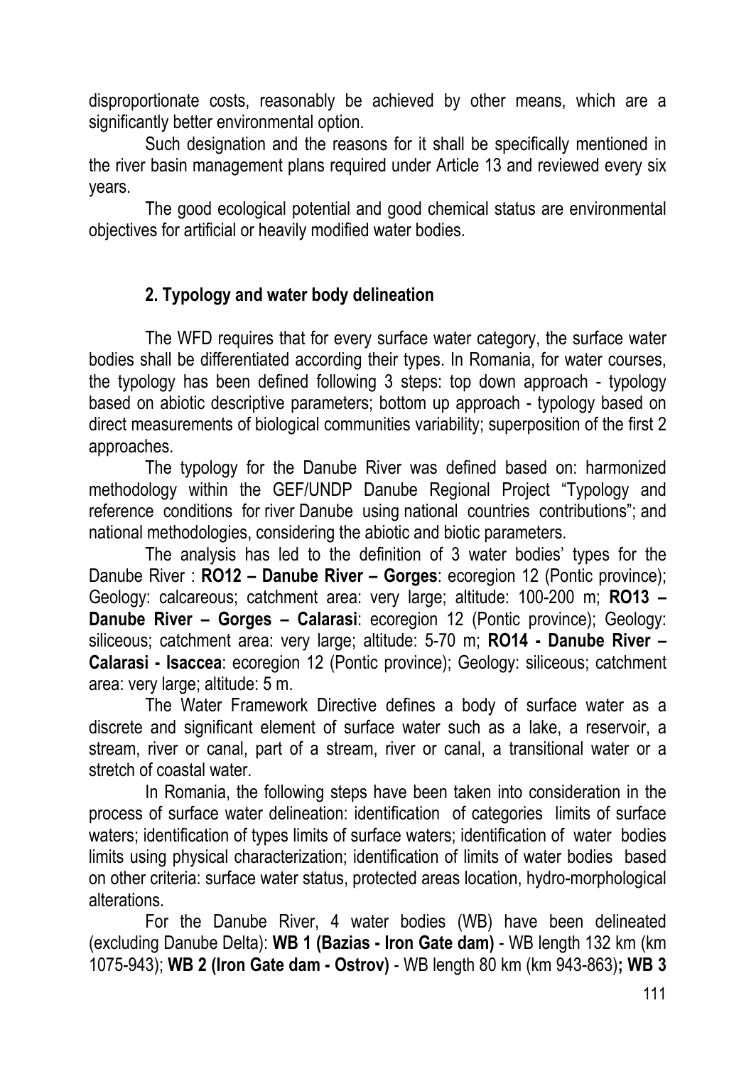disproportionate costs, reasonably be achieved by other means, which are a significantly better environmental option.

Such designation and the reasons for it shall be specifically mentioned in the river basin management plans required under Article 13 and reviewed every six years.

The good ecological potential and good chemical status are environmental objectives for artificial or heavily modified water bodies.

## 2. Typology and water body delineation

The WFD requires that for every surface water category, the surface water bodies shall be differentiated according their types. In Romania, for water courses, the typology has been defined following 3 steps: top down approach - typology based on abiotic descriptive parameters; bottom up approach - typology based on direct measurements of biological communities variability; superposition of the first 2 approaches.

The typology for the Danube River was defined based on: harmonized methodology within the GEF/UNDP Danube Regional Project "Typology and reference conditions for river Danube using national countries contributions"; and national methodologies, considering the abiotic and biotic parameters.

The analysis has led to the definition of 3 water bodies' types for the Danube River : **RO12 – Danube River – Gorges**: ecoregion 12 (Pontic province); Geology: calcareous; catchment area: very large; altitude: 100-200 m; **RO13 – Danube River – Gorges – Calarasi**: ecoregion 12 (Pontic province); Geology: siliceous; catchment area: very large; altitude: 5-70 m; **RO14 - Danube River – Calarasi - Isaccea**: ecoregion 12 (Pontic province); Geology: siliceous; catchment area: very large; altitude: 5 m.

The Water Framework Directive defines a body of surface water as a discrete and significant element of surface water such as a lake, a reservoir, a stream, river or canal, part of a stream, river or canal, a transitional water or a stretch of coastal water.

In Romania, the following steps have been taken into consideration in the process of surface water delineation: identification of categories limits of surface waters; identification of types limits of surface waters; identification of water bodies limits using physical characterization; identification of limits of water bodies based on other criteria: surface water status, protected areas location, hydro-morphological alterations.

For the Danube River, 4 water bodies (WB) have been delineated (excluding Danube Delta): **WB 1 (Bazias - Iron Gate dam)** - WB length 132 km (km 1075-943); **WB 2 (Iron Gate dam - Ostrov)** - WB length 80 km (km 943-863)**; WB 3**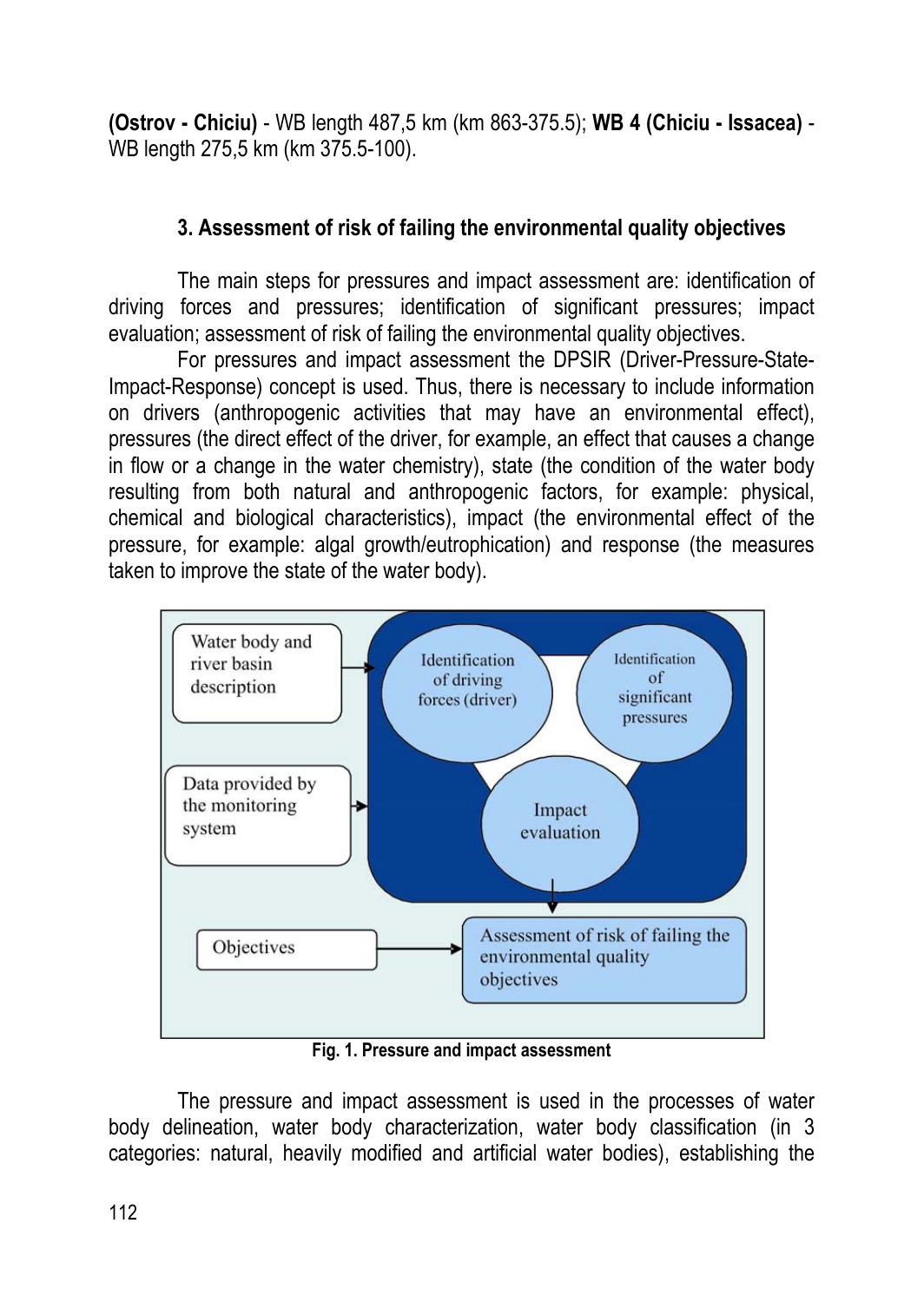**(Ostrov - Chiciu)** - WB length 487,5 km (km 863-375.5); **WB 4 (Chiciu - Issacea)** - WB length 275,5 km (km 375.5-100).

### 3. Assessment of risk of failing the environmental quality objectives

The main steps for pressures and impact assessment are: identification of driving forces and pressures; identification of significant pressures; impact evaluation; assessment of risk of failing the environmental quality objectives.

For pressures and impact assessment the DPSIR (Driver-Pressure-State-Impact-Response) concept is used. Thus, there is necessary to include information on drivers (anthropogenic activities that may have an environmental effect), pressures (the direct effect of the driver, for example, an effect that causes a change in flow or a change in the water chemistry), state (the condition of the water body resulting from both natural and anthropogenic factors, for example: physical, chemical and biological characteristics), impact (the environmental effect of the pressure, for example: algal growth/eutrophication) and response (the measures taken to improve the state of the water body).

**Fig. 1. Pressure and impact assessment**

The pressure and impact assessment is used in the processes of water body delineation, water body characterization, water body classification (in 3 categories: natural, heavily modified and artificial water bodies), establishing the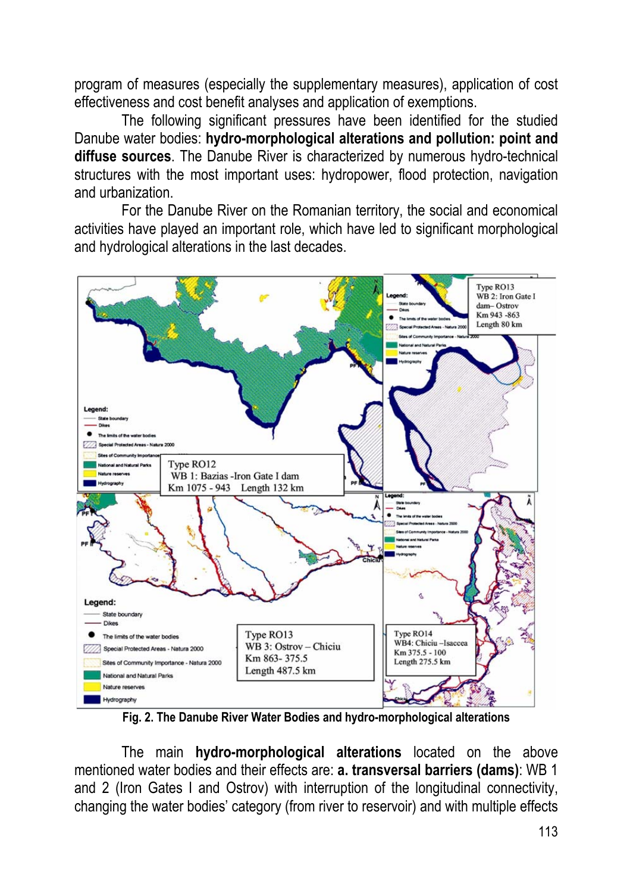program of measures (especially the supplementary measures), application of cost effectiveness and cost benefit analyses and application of exemptions.

The following significant pressures have been identified for the studied Danube water bodies: **hydro-morphological alterations and pollution: point and diffuse sources**. The Danube River is characterized by numerous hydro-technical structures with the most important uses: hydropower, flood protection, navigation and urbanization.

For the Danube River on the Romanian territory, the social and economical activities have played an important role, which have led to significant morphological and hydrological alterations in the last decades.

**Fig. 2. The Danube River Water Bodies and hydro-morphological alterations**

The main **hydro-morphological alterations** located on the above mentioned water bodies and their effects are: **a. transversal barriers (dams)**: WB 1 and 2 (Iron Gates I and Ostrov) with interruption of the longitudinal connectivity, changing the water bodies' category (from river to reservoir) and with multiple effects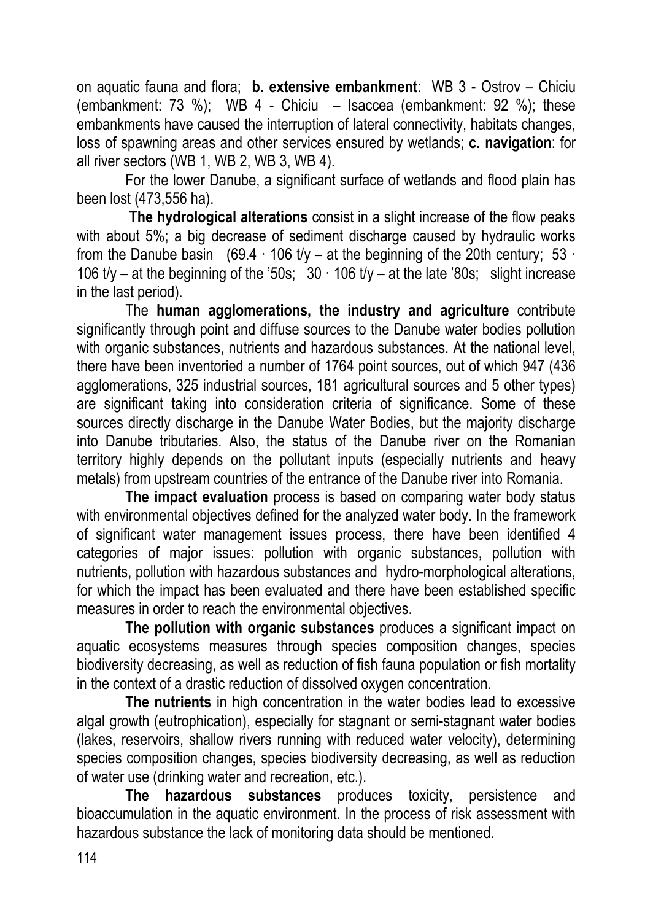on aquatic fauna and flora; **b. extensive embankment**: WB 3 - Ostrov – Chiciu (embankment: 73 %); WB 4 - Chiciu – Isaccea (embankment: 92 %); these embankments have caused the interruption of lateral connectivity, habitats changes, loss of spawning areas and other services ensured by wetlands; **c. navigation**: for all river sectors (WB 1, WB 2, WB 3, WB 4).

For the lower Danube, a significant surface of wetlands and flood plain has been lost (473,556 ha).

**The hydrological alterations** consist in a slight increase of the flow peaks with about 5%; a big decrease of sediment discharge caused by hydraulic works from the Danube basin (69.4 · 106 t/y – at the beginning of the 20th century; 53 · 106 t/y – at the beginning of the '50s; 30 · 106 t/y – at the late '80s; slight increase in the last period).

The **human agglomerations, the industry and agriculture** contribute significantly through point and diffuse sources to the Danube water bodies pollution with organic substances, nutrients and hazardous substances. At the national level, there have been inventoried a number of 1764 point sources, out of which 947 (436 agglomerations, 325 industrial sources, 181 agricultural sources and 5 other types) are significant taking into consideration criteria of significance. Some of these sources directly discharge in the Danube Water Bodies, but the majority discharge into Danube tributaries. Also, the status of the Danube river on the Romanian territory highly depends on the pollutant inputs (especially nutrients and heavy metals) from upstream countries of the entrance of the Danube river into Romania.

**The impact evaluation** process is based on comparing water body status with environmental objectives defined for the analyzed water body. In the framework of significant water management issues process, there have been identified 4 categories of major issues: pollution with organic substances, pollution with nutrients, pollution with hazardous substances and hydro-morphological alterations, for which the impact has been evaluated and there have been established specific measures in order to reach the environmental objectives.

**The pollution with organic substances** produces a significant impact on aquatic ecosystems measures through species composition changes, species biodiversity decreasing, as well as reduction of fish fauna population or fish mortality in the context of a drastic reduction of dissolved oxygen concentration.

**The nutrients** in high concentration in the water bodies lead to excessive algal growth (eutrophication), especially for stagnant or semi-stagnant water bodies (lakes, reservoirs, shallow rivers running with reduced water velocity), determining species composition changes, species biodiversity decreasing, as well as reduction of water use (drinking water and recreation, etc.).

**The hazardous substances** produces toxicity, persistence and bioaccumulation in the aquatic environment. In the process of risk assessment with hazardous substance the lack of monitoring data should be mentioned.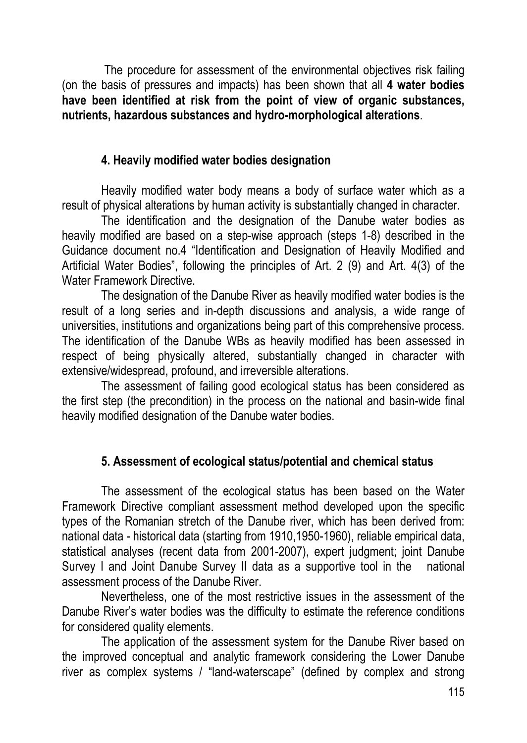The procedure for assessment of the environmental objectives risk failing (on the basis of pressures and impacts) has been shown that all **4 water bodies have been identified at risk from the point of view of organic substances, nutrients, hazardous substances and hydro-morphological alterations**.

## 4. Heavily modified water bodies designation

Heavily modified water body means a body of surface water which as a result of physical alterations by human activity is substantially changed in character.

The identification and the designation of the Danube water bodies as heavily modified are based on a step-wise approach (steps 1-8) described in the Guidance document no.4 "Identification and Designation of Heavily Modified and Artificial Water Bodies", following the principles of Art. 2 (9) and Art. 4(3) of the Water Framework Directive.

The designation of the Danube River as heavily modified water bodies is the result of a long series and in-depth discussions and analysis, a wide range of universities, institutions and organizations being part of this comprehensive process. The identification of the Danube WBs as heavily modified has been assessed in respect of being physically altered, substantially changed in character with extensive/widespread, profound, and irreversible alterations.

The assessment of failing good ecological status has been considered as the first step (the precondition) in the process on the national and basin-wide final heavily modified designation of the Danube water bodies.

## 5. Assessment of ecological status/potential and chemical status

The assessment of the ecological status has been based on the Water Framework Directive compliant assessment method developed upon the specific types of the Romanian stretch of the Danube river, which has been derived from: national data - historical data (starting from 1910,1950-1960), reliable empirical data, statistical analyses (recent data from 2001-2007), expert judgment; joint Danube Survey I and Joint Danube Survey II data as a supportive tool in the national assessment process of the Danube River.

Nevertheless, one of the most restrictive issues in the assessment of the Danube River's water bodies was the difficulty to estimate the reference conditions for considered quality elements.

The application of the assessment system for the Danube River based on the improved conceptual and analytic framework considering the Lower Danube river as complex systems / "land-waterscape" (defined by complex and strong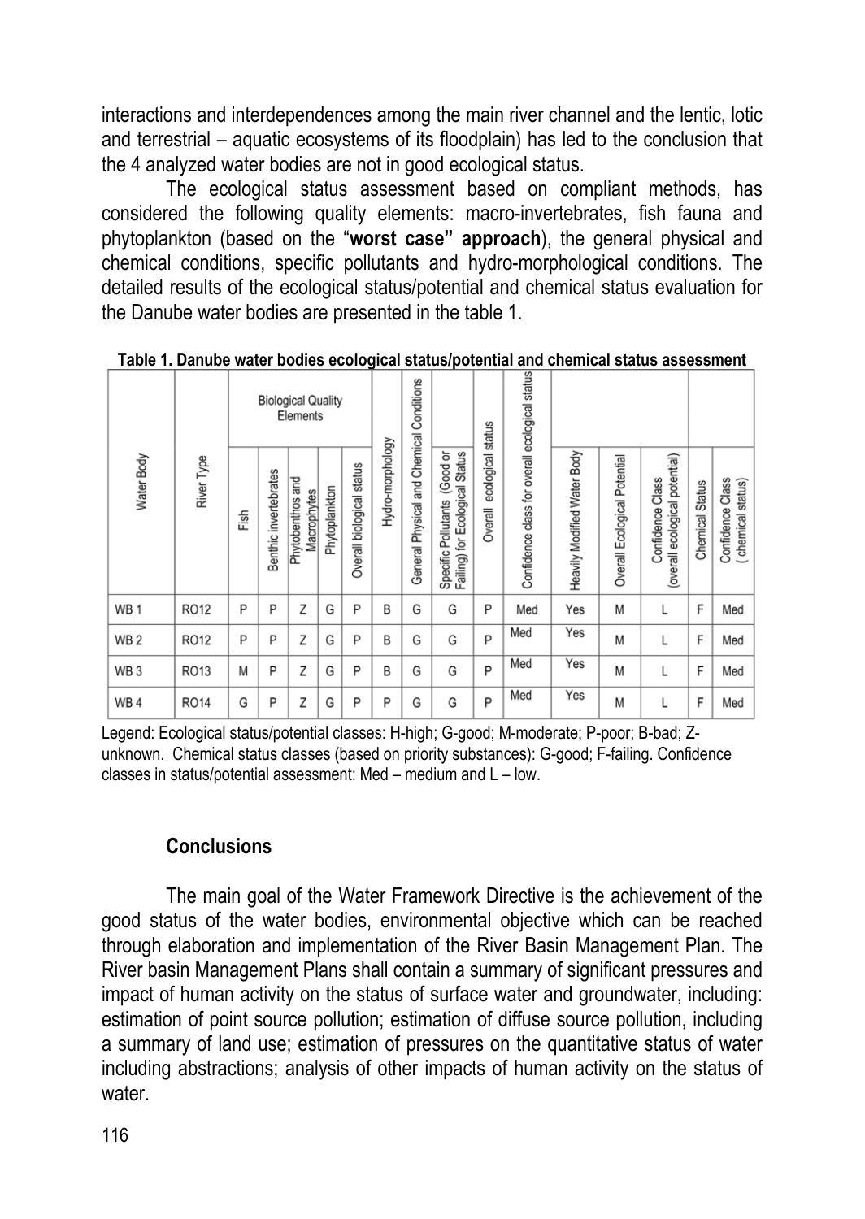interactions and interdependences among the main river channel and the lentic, lotic and terrestrial – aquatic ecosystems of its floodplain) has led to the conclusion that the 4 analyzed water bodies are not in good ecological status.

The ecological status assessment based on compliant methods, has considered the following quality elements: macro-invertebrates, fish fauna and phytoplankton (based on the "**worst case" approach**), the general physical and chemical conditions, specific pollutants and hydro-morphological conditions. The detailed results of the ecological status/potential and chemical status evaluation for the Danube water bodies are presented in the table 1.

**Table 1. Danube water bodies ecological status/potential and chemical status assessment**

| Water Body | River Type | Biological Quality Elements | | | | | Hydro-morphology | General Physical and Chemical Conditions | Specific Pollutants (Good or Failing) for Ecological Status | Overall ecological status | Confidence class for overall ecological status | Heavily Modified Water Body | Overall Ecological Potential | Confidence Class (overall ecological potential) | Chemical Status | Confidence Class (chemical status) |
|---|---|---|---|---|---|---|---|---|---|---|---|---|---|---|---|---|
| | | Fish | Benthic invertebrates | Phytobenthos and Macrophytes | Phytoplankton | Overall biological status | | | | | | | | | | |
| WB 1 | RO12 | P | P | Z | G | P | B | G | G | P | Med | Yes | M | L | F | Med |
| WB 2 | RO12 | P | P | Z | G | P | B | G | G | P | Med | Yes | M | L | F | Med |
| WB 3 | RO13 | M | P | Z | G | P | B | G | G | P | Med | Yes | M | L | F | Med |
| WB 4 | RO14 | G | P | Z | G | P | P | G | G | P | Med | Yes | M | L | F | Med |

Legend: Ecological status/potential classes: H-high; G-good; M-moderate; P-poor; B-bad; Z-unknown. Chemical status classes (based on priority substances): G-good; F-failing. Confidence classes in status/potential assessment: Med – medium and L – low.

## Conclusions

The main goal of the Water Framework Directive is the achievement of the good status of the water bodies, environmental objective which can be reached through elaboration and implementation of the River Basin Management Plan. The River basin Management Plans shall contain a summary of significant pressures and impact of human activity on the status of surface water and groundwater, including: estimation of point source pollution; estimation of diffuse source pollution, including a summary of land use; estimation of pressures on the quantitative status of water including abstractions; analysis of other impacts of human activity on the status of water.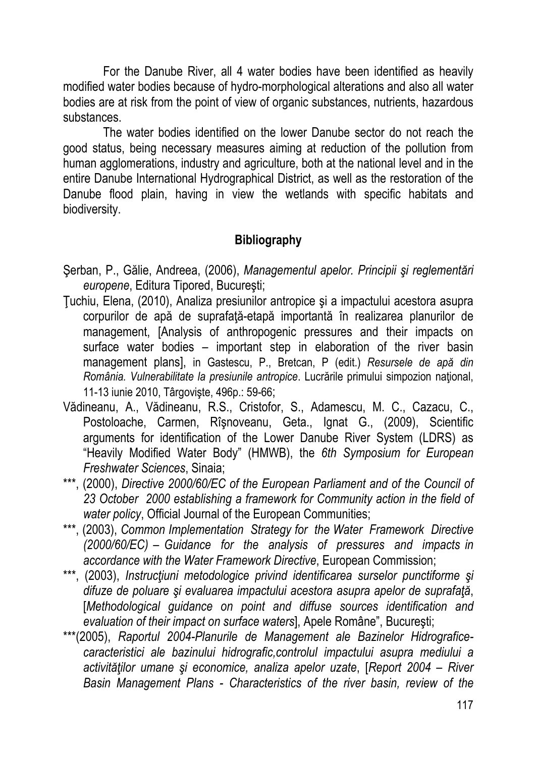For the Danube River, all 4 water bodies have been identified as heavily modified water bodies because of hydro-morphological alterations and also all water bodies are at risk from the point of view of organic substances, nutrients, hazardous substances.

The water bodies identified on the lower Danube sector do not reach the good status, being necessary measures aiming at reduction of the pollution from human agglomerations, industry and agriculture, both at the national level and in the entire Danube International Hydrographical District, as well as the restoration of the Danube flood plain, having in view the wetlands with specific habitats and biodiversity.

## Bibliography

Şerban, P., Gălie, Andreea, (2006), *Managementul apelor. Principii şi reglementări europene*, Editura Tipored, Bucureşti;

Ţuchiu, Elena, (2010), Analiza presiunilor antropice şi a impactului acestora asupra corpurilor de apă de suprafaţă-etapă importantă în realizarea planurilor de management, [Analysis of anthropogenic pressures and their impacts on surface water bodies – important step in elaboration of the river basin management plans], in Gastescu, P., Bretcan, P (edit.) *Resursele de apă din România. Vulnerabilitate la presiunile antropice*. Lucrările primului simpozion naţional, 11-13 iunie 2010, Târgovişte, 496p.: 59-66;

Vădineanu, A., Vădineanu, R.S., Cristofor, S., Adamescu, M. C., Cazacu, C., Postoloache, Carmen, Rîşnoveanu, Geta., Ignat G., (2009), Scientific arguments for identification of the Lower Danube River System (LDRS) as "Heavily Modified Water Body" (HMWB), the *6th Symposium for European Freshwater Sciences*, Sinaia;

***, (2000), *Directive 2000/60/EC of the European Parliament and of the Council of 23 October 2000 establishing a framework for Community action in the field of water policy*, Official Journal of the European Communities;

***, (2003), *Common Implementation Strategy for the Water Framework Directive (2000/60/EC) – Guidance for the analysis of pressures and impacts in accordance with the Water Framework Directive*, European Commission;

***, (2003), *Instrucţiuni metodologice privind identificarea surselor punctiforme şi difuze de poluare şi evaluarea impactului acestora asupra apelor de suprafaţă*, [*Methodological guidance on point and diffuse sources identification and evaluation of their impact on surface waters*], Apele Române", Bucureşti;

***(2005), *Raportul 2004-Planurile de Management ale Bazinelor Hidrografice-caracteristici ale bazinului hidrografic,controlul impactului asupra mediului a activităţilor umane şi economice, analiza apelor uzate*, [*Report 2004 – River Basin Management Plans - Characteristics of the river basin, review of the*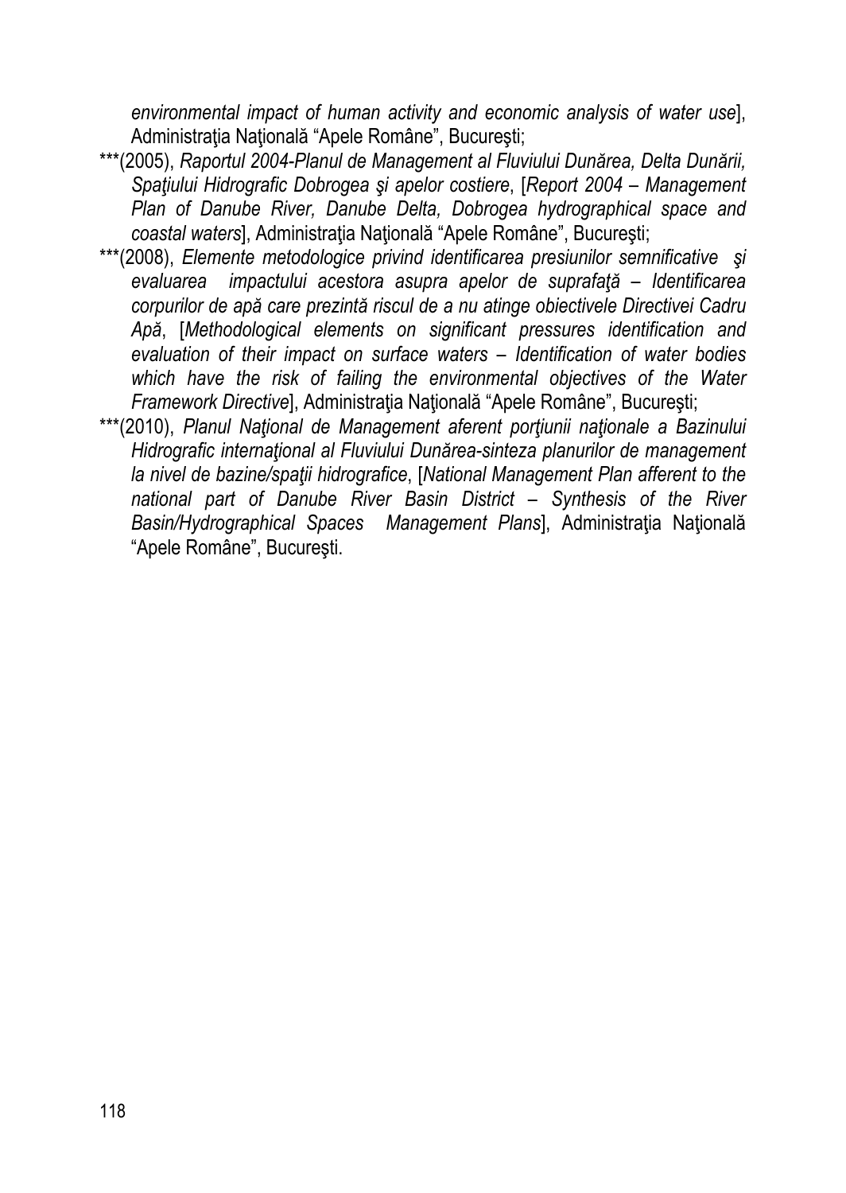*environmental impact of human activity and economic analysis of water use*], Administraţia Naţională "Apele Române", Bucureşti;

***(2005), *Raportul 2004-Planul de Management al Fluviului Dunărea, Delta Dunării, Spaţiului Hidrografic Dobrogea şi apelor costiere*, [*Report 2004 – Management Plan of Danube River, Danube Delta, Dobrogea hydrographical space and coastal waters*], Administraţia Naţională "Apele Române", Bucureşti;

***(2008), *Elemente metodologice privind identificarea presiunilor semnificative şi evaluarea impactului acestora asupra apelor de suprafaţă – Identificarea corpurilor de apă care prezintă riscul de a nu atinge obiectivele Directivei Cadru Apă*, [*Methodological elements on significant pressures identification and evaluation of their impact on surface waters – Identification of water bodies which have the risk of failing the environmental objectives of the Water Framework Directive*], Administraţia Naţională "Apele Române", Bucureşti;

***(2010), *Planul Naţional de Management aferent porţiunii naţionale a Bazinului Hidrografic internaţional al Fluviului Dunărea-sinteza planurilor de management la nivel de bazine/spaţii hidrografice*, [*National Management Plan afferent to the national part of Danube River Basin District – Synthesis of the River Basin/Hydrographical Spaces Management Plans*], Administraţia Naţională "Apele Române", Bucureşti.